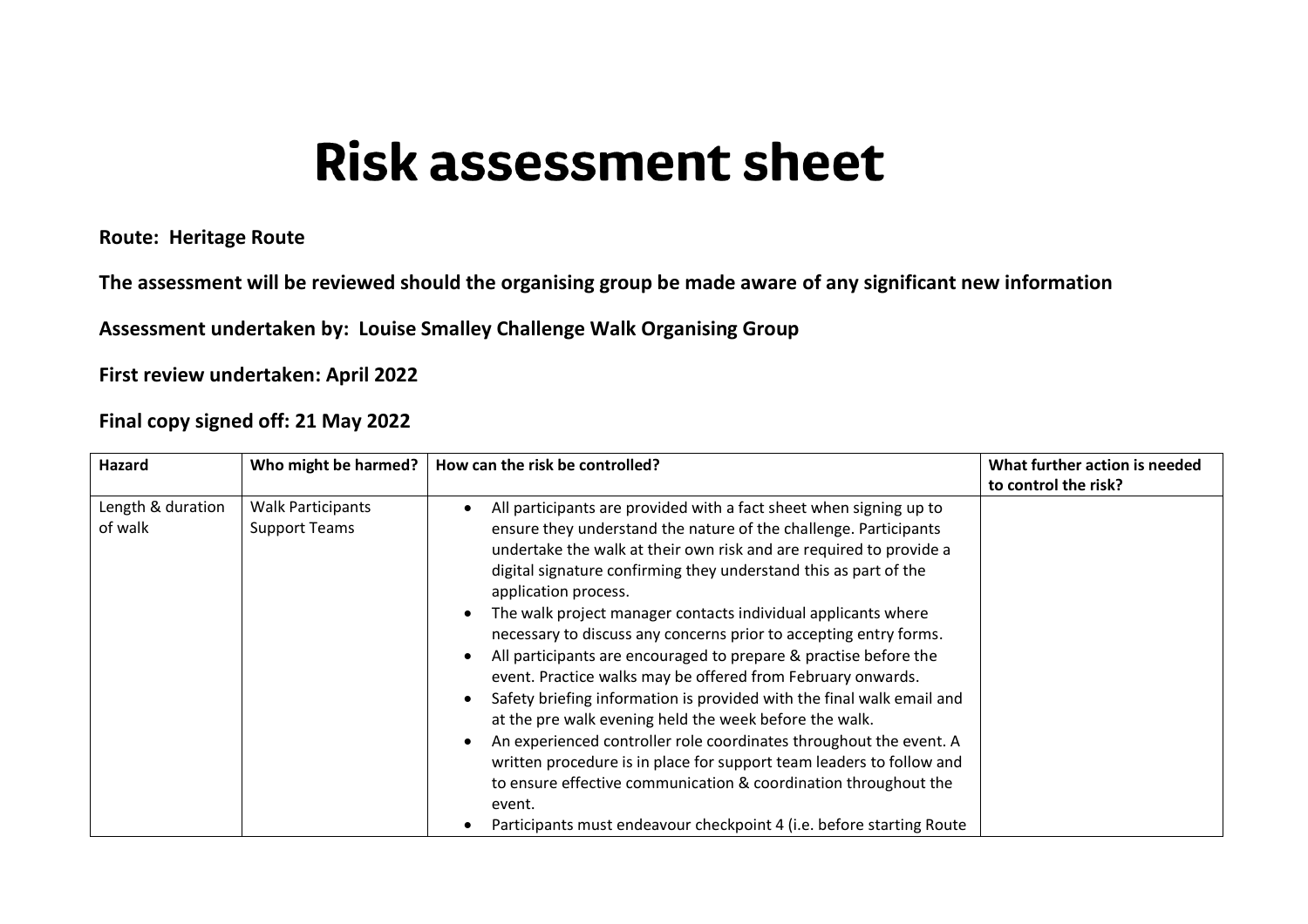# Risk assessment sheet

**Route: Heritage Route**

**The assessment will be reviewed should the organising group be made aware of any significant new information**

**Assessment undertaken by: Louise Smalley Challenge Walk Organising Group**

**First review undertaken: April 2022**

**Final copy signed off: 21 May 2022**

| Hazard | Who might be harmed? | How can the risk be controlled? | What further action is needed to control the risk? |
|---|---|---|---|
| Length & duration of walk | Walk Participants<br>Support Teams | • All participants are provided with a fact sheet when signing up to ensure they understand the nature of the challenge. Participants undertake the walk at their own risk and are required to provide a digital signature confirming they understand this as part of the application process.<br>• The walk project manager contacts individual applicants where necessary to discuss any concerns prior to accepting entry forms.<br>• All participants are encouraged to prepare & practise before the event. Practice walks may be offered from February onwards.<br>• Safety briefing information is provided with the final walk email and at the pre walk evening held the week before the walk.<br>• An experienced controller role coordinates throughout the event. A written procedure is in place for support team leaders to follow and to ensure effective communication & coordination throughout the event.<br>• Participants must endeavour checkpoint 4 (i.e. before starting Route | |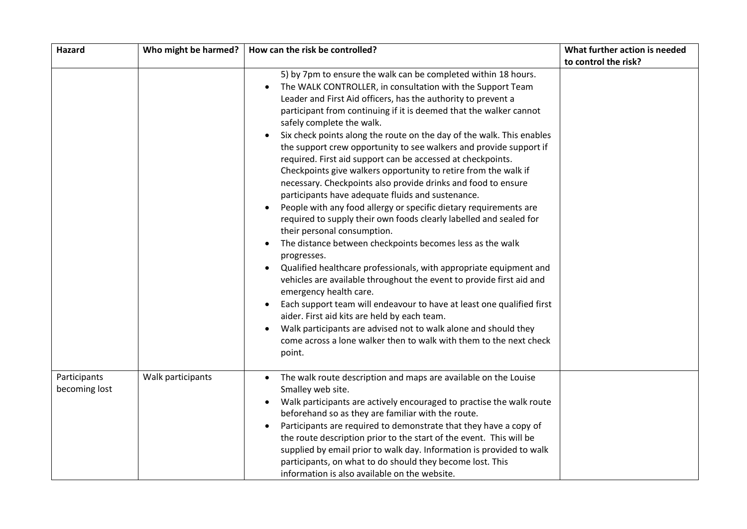| Hazard | Who might be harmed? | How can the risk be controlled? | What further action is needed to control the risk? |
|---|---|---|---|
| | | 5) by 7pm to ensure the walk can be completed within 18 hours.<br>• The WALK CONTROLLER, in consultation with the Support Team Leader and First Aid officers, has the authority to prevent a participant from continuing if it is deemed that the walker cannot safely complete the walk.<br>• Six check points along the route on the day of the walk. This enables the support crew opportunity to see walkers and provide support if required. First aid support can be accessed at checkpoints. Checkpoints give walkers opportunity to retire from the walk if necessary. Checkpoints also provide drinks and food to ensure participants have adequate fluids and sustenance.<br>• People with any food allergy or specific dietary requirements are required to supply their own foods clearly labelled and sealed for their personal consumption.<br>• The distance between checkpoints becomes less as the walk progresses.<br>• Qualified healthcare professionals, with appropriate equipment and vehicles are available throughout the event to provide first aid and emergency health care.<br>• Each support team will endeavour to have at least one qualified first aider. First aid kits are held by each team.<br>• Walk participants are advised not to walk alone and should they come across a lone walker then to walk with them to the next check point. | |
| Participants becoming lost | Walk participants | • The walk route description and maps are available on the Louise Smalley web site.<br>• Walk participants are actively encouraged to practise the walk route beforehand so as they are familiar with the route.<br>• Participants are required to demonstrate that they have a copy of the route description prior to the start of the event. This will be supplied by email prior to walk day. Information is provided to walk participants, on what to do should they become lost. This information is also available on the website. | |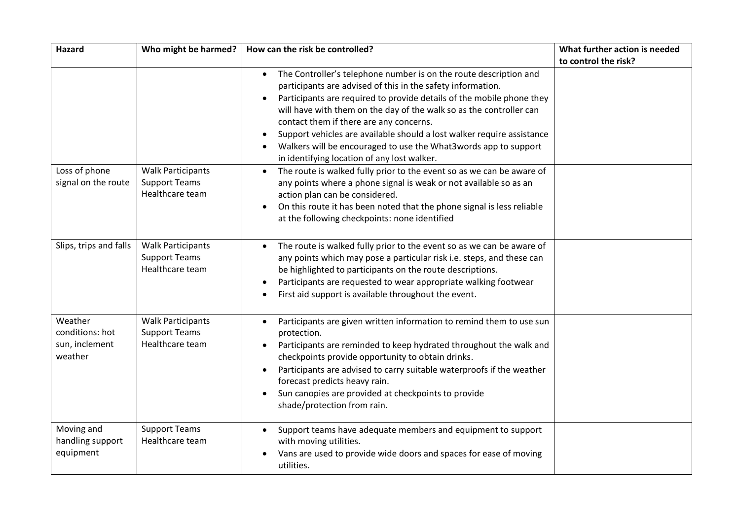| Hazard | Who might be harmed? | How can the risk be controlled? | What further action is needed to control the risk? |
|---|---|---|---|
| | | • The Controller's telephone number is on the route description and participants are advised of this in the safety information.<br>• Participants are required to provide details of the mobile phone they will have with them on the day of the walk so as the controller can contact them if there are any concerns.<br>• Support vehicles are available should a lost walker require assistance<br>• Walkers will be encouraged to use the What3words app to support in identifying location of any lost walker. | |
| Loss of phone signal on the route | Walk Participants<br>Support Teams<br>Healthcare team | • The route is walked fully prior to the event so as we can be aware of any points where a phone signal is weak or not available so as an action plan can be considered.<br>• On this route it has been noted that the phone signal is less reliable at the following checkpoints: none identified | |
| Slips, trips and falls | Walk Participants<br>Support Teams<br>Healthcare team | • The route is walked fully prior to the event so as we can be aware of any points which may pose a particular risk i.e. steps, and these can be highlighted to participants on the route descriptions.<br>• Participants are requested to wear appropriate walking footwear<br>• First aid support is available throughout the event. | |
| Weather conditions: hot sun, inclement weather | Walk Participants<br>Support Teams<br>Healthcare team | • Participants are given written information to remind them to use sun protection.<br>• Participants are reminded to keep hydrated throughout the walk and checkpoints provide opportunity to obtain drinks.<br>• Participants are advised to carry suitable waterproofs if the weather forecast predicts heavy rain.<br>• Sun canopies are provided at checkpoints to provide shade/protection from rain. | |
| Moving and handling support equipment | Support Teams<br>Healthcare team | • Support teams have adequate members and equipment to support with moving utilities.<br>• Vans are used to provide wide doors and spaces for ease of moving utilities. | |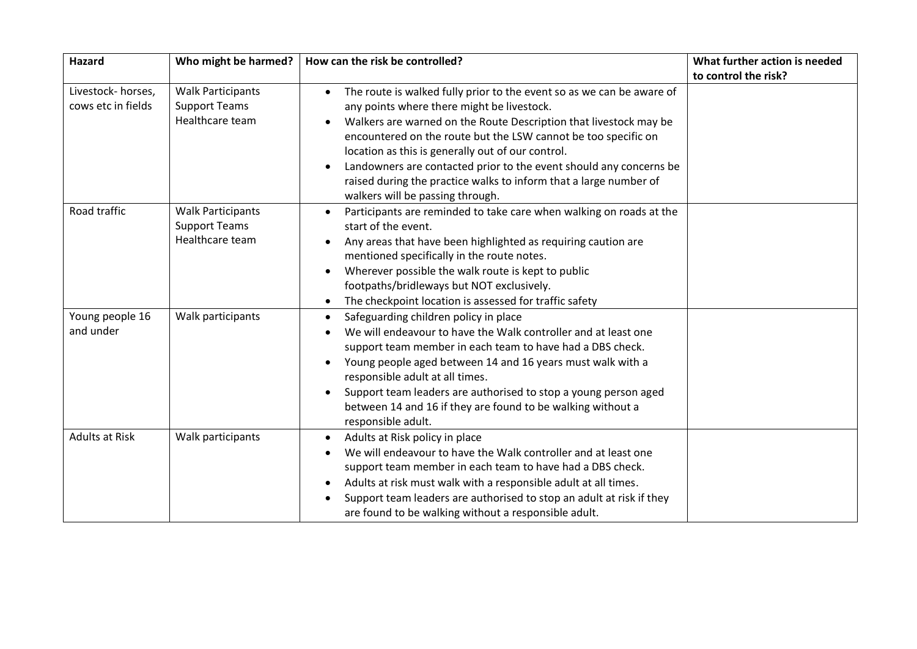| Hazard | Who might be harmed? | How can the risk be controlled? | What further action is needed to control the risk? |
|---|---|---|---|
| Livestock- horses, cows etc in fields | Walk Participants<br>Support Teams<br>Healthcare team | • The route is walked fully prior to the event so as we can be aware of any points where there might be livestock.<br>• Walkers are warned on the Route Description that livestock may be encountered on the route but the LSW cannot be too specific on location as this is generally out of our control.<br>• Landowners are contacted prior to the event should any concerns be raised during the practice walks to inform that a large number of walkers will be passing through. | |
| Road traffic | Walk Participants<br>Support Teams<br>Healthcare team | • Participants are reminded to take care when walking on roads at the start of the event.<br>• Any areas that have been highlighted as requiring caution are mentioned specifically in the route notes.<br>• Wherever possible the walk route is kept to public footpaths/bridleways but NOT exclusively.<br>• The checkpoint location is assessed for traffic safety | |
| Young people 16 and under | Walk participants | • Safeguarding children policy in place<br>• We will endeavour to have the Walk controller and at least one support team member in each team to have had a DBS check.<br>• Young people aged between 14 and 16 years must walk with a responsible adult at all times.<br>• Support team leaders are authorised to stop a young person aged between 14 and 16 if they are found to be walking without a responsible adult. | |
| Adults at Risk | Walk participants | • Adults at Risk policy in place<br>• We will endeavour to have the Walk controller and at least one support team member in each team to have had a DBS check.<br>• Adults at risk must walk with a responsible adult at all times.<br>• Support team leaders are authorised to stop an adult at risk if they are found to be walking without a responsible adult. | |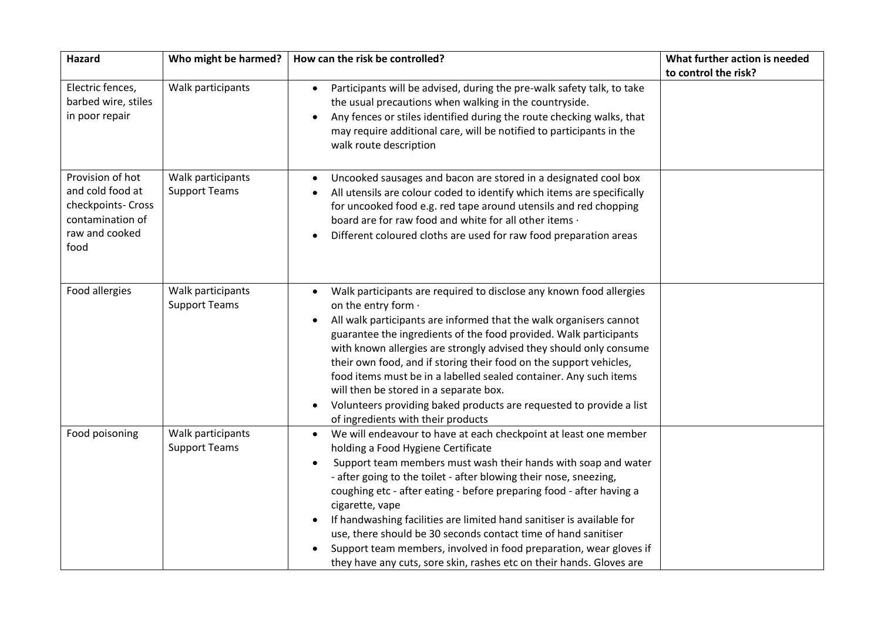| Hazard | Who might be harmed? | How can the risk be controlled? | What further action is needed to control the risk? |
|---|---|---|---|
| Electric fences, barbed wire, stiles in poor repair | Walk participants | • Participants will be advised, during the pre-walk safety talk, to take the usual precautions when walking in the countryside.<br>• Any fences or stiles identified during the route checking walks, that may require additional care, will be notified to participants in the walk route description | |
| Provision of hot and cold food at checkpoints- Cross contamination of raw and cooked food | Walk participants<br>Support Teams | • Uncooked sausages and bacon are stored in a designated cool box<br>• All utensils are colour coded to identify which items are specifically for uncooked food e.g. red tape around utensils and red chopping board are for raw food and white for all other items ·<br>• Different coloured cloths are used for raw food preparation areas | |
| Food allergies | Walk participants<br>Support Teams | • Walk participants are required to disclose any known food allergies on the entry form ·<br>• All walk participants are informed that the walk organisers cannot guarantee the ingredients of the food provided. Walk participants with known allergies are strongly advised they should only consume their own food, and if storing their food on the support vehicles, food items must be in a labelled sealed container. Any such items will then be stored in a separate box.<br>• Volunteers providing baked products are requested to provide a list of ingredients with their products | |
| Food poisoning | Walk participants<br>Support Teams | • We will endeavour to have at each checkpoint at least one member holding a Food Hygiene Certificate<br>• Support team members must wash their hands with soap and water - after going to the toilet - after blowing their nose, sneezing, coughing etc - after eating - before preparing food - after having a cigarette, vape<br>• If handwashing facilities are limited hand sanitiser is available for use, there should be 30 seconds contact time of hand sanitiser<br>• Support team members, involved in food preparation, wear gloves if they have any cuts, sore skin, rashes etc on their hands. Gloves are | |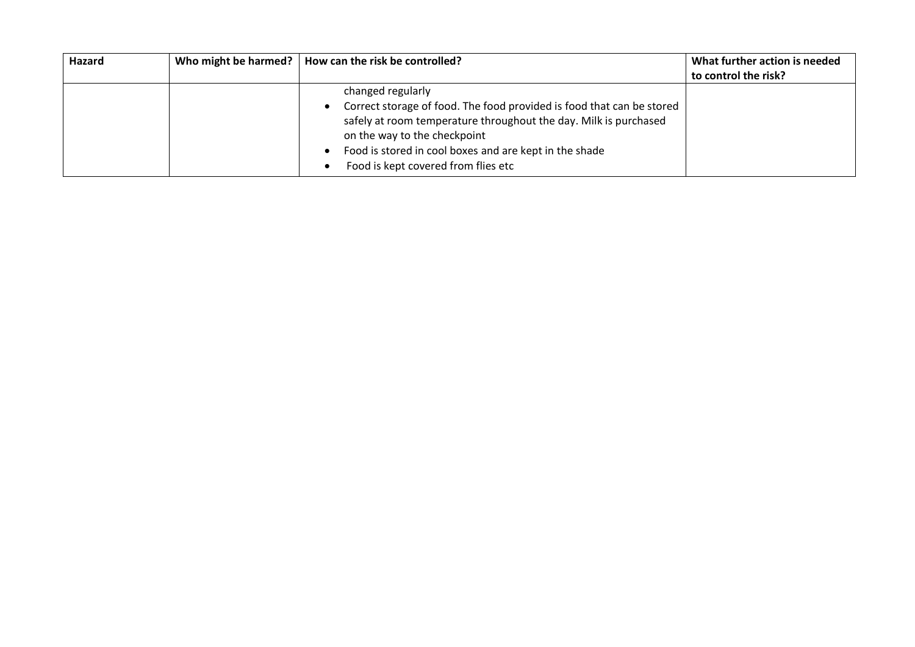| Hazard | Who might be harmed? | How can the risk be controlled? | What further action is needed to control the risk? |
|---|---|---|---|
| | | changed regularly<br>• Correct storage of food. The food provided is food that can be stored safely at room temperature throughout the day. Milk is purchased on the way to the checkpoint<br>• Food is stored in cool boxes and are kept in the shade<br>• Food is kept covered from flies etc | |